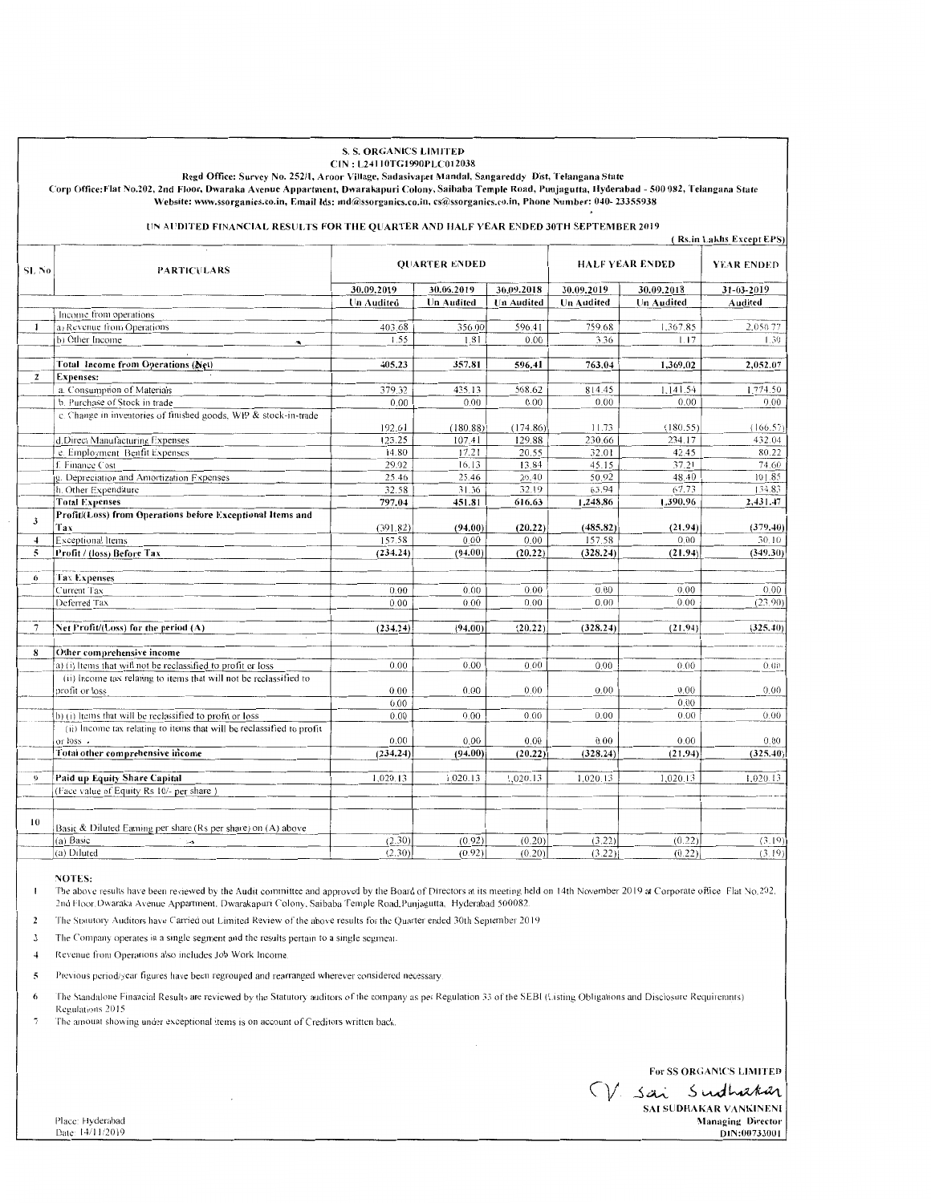# S. S. ORGANICS LIMITED

CIN : L24110TG1990PLC012038

Regd Office: Survey No. 252/1, Aroor Village, Sadasivapet Mandal, Sangareddy Dist, Telangana State

Corp Office:Flat No.202, 2nd Floor, Dwaraka Avenue Appartment, Dwarakapuri Colony, Saibaba Temple Road, Punjagutta, Hyderabad - 500 082, Telangana State

Website: www.ssorganics.co.in, Email Ids: md@ssorganics.co.in, cs@ssorganics.co.in, Phone Number: 040- 23355938

## UN AUDITED FINANCIAL RESULTS FOR THE QUARTER AND HALF YEAR ENDED 30TH SEPTEMBER 2019

( Rs.in Lakhs Except EPS)

| SL No | PARTICULARS | QUARTER ENDED | | | HALF YEAR ENDED | | YEAR ENDED |
|---|---|---|---|---|---|---|---|
| | | 30.09.2019 | 30.06.2019 | 30.09.2018 | 30.09.2019 | 30.09.2018 | 31-03-2019 |
| | | Un Audited | Un Audited | Un Audited | Un Audited | Un Audited | Audited |
| | Income from operations | | | | | | |
| 1 | a) Revenue from Operations | 403.68 | 356.00 | 596.41 | 759.68 | 1,367.85 | 2,050.77 |
| | b) Other Income | 1.55 | 1.81 | 0.00 | 3.36 | 1.17 | 1.30 |
| | **Total Income from Operations (Net)** | **405.23** | **357.81** | **596.41** | **763.04** | **1,369.02** | **2,052.07** |
| 2 | **Expenses:** | | | | | | |
| | a. Consumption of Materials | 379.32 | 435.13 | 568.62 | 814.45 | 1,141.54 | 1,774.50 |
| | b. Purchase of Stock in trade | 0.00 | 0.00 | 0.00 | 0.00 | 0.00 | 0.00 |
| | c. Change in inventories of finished goods, WIP & stock-in-trade | 192.61 | (180.88) | (174.86) | 11.73 | (180.55) | (166.57) |
| | d.Direct Manufacturing Expenses | 123.25 | 107.41 | 129.88 | 230.66 | 234.17 | 432.04 |
| | e. Employment Benfit Expenses | 14.80 | 17.21 | 20.55 | 32.01 | 42.45 | 80.22 |
| | f. Finance Cost | 29.02 | 16.13 | 13.84 | 45.15 | 37.21 | 74.60 |
| | g. Depreciation and Amortization Expenses | 25.46 | 25.46 | 26.40 | 50.92 | 48.40 | 101.85 |
| | h. Other Expenditure | 32.58 | 31.36 | 32.19 | 63.94 | 67.73 | 134.83 |
| | **Total Expenses** | **797.04** | **451.81** | **616.63** | **1,248.86** | **1,390.96** | **2,431.47** |
| 3 | **Profit/(Loss) from Operations before Exceptional Items and Tax** | **(391.82)** | **(94.00)** | **(20.22)** | **(485.82)** | **(21.94)** | **(379.40)** |
| 4 | Exceptional Items | 157.58 | 0.00 | 0.00 | 157.58 | 0.00 | 30.10 |
| 5 | **Profit / (loss) Before Tax** | **(234.24)** | **(94.00)** | **(20.22)** | **(328.24)** | **(21.94)** | **(349.30)** |
| 6 | Tax Expenses | | | | | | |
| | Current Tax | 0.00 | 0.00 | 0.00 | 0.00 | 0.00 | 0.00 |
| | Deferred Tax | 0.00 | 0.00 | 0.00 | 0.00 | 0.00 | (23.90) |
| 7 | **Net Profit/(Loss) for the period (A)** | **(234.24)** | **(94.00)** | **(20.22)** | **(328.24)** | **(21.94)** | **(325.40)** |
| 8 | **Other comprehensive income** | | | | | | |
| | a) (i) Items that will not be reclassified to profit or loss | 0.00 | 0.00 | 0.00 | 0.00 | 0.00 | 0.00 |
| | (ii) Income tax relating to items that will not be reclassified to profit or loss | 0.00 | 0.00 | 0.00 | 0.00 | 0.00 | 0.00 |
| | | 0.00 | | | | 0.00 | |
| | b) (i) Items that will be reclassified to profit or loss | 0.00 | 0.00 | 0.00 | 0.00 | 0.00 | 0.00 |
| | (ii) Income tax relating to items that will be reclassified to profit or loss | 0.00 | 0.00 | 0.00 | 0.00 | 0.00 | 0.00 |
| | **Total other comprehensive income** | **(234.24)** | **(94.00)** | **(20.22)** | **(328.24)** | **(21.94)** | **(325.40)** |
| 9 | **Paid up Equity Share Capital** | 1,020.13 | 1,020.13 | 1,020.13 | 1,020.13 | 1,020.13 | 1,020.13 |
| | (Face value of Equity Rs 10/- per share ) | | | | | | |
| 10 | Basic & Diluted Earning per share (Rs per share) on (A) above | | | | | | |
| | (a) Basic | (2.30) | (0.92) | (0.20) | (3.22) | (0.22) | (3.19) |
| | (a) Diluted | (2.30) | (0.92) | (0.20) | (3.22) | (0.22) | (3.19) |

**NOTES:**

1. The above results have been reviewed by the Audit committee and approved by the Board of Directors at its meeting held on 14th November 2019 at Corporate office. Flat No.202, 2nd Floor, Dwaraka Avenue Appartment, Dwarakapuri Colony, Saibaba Temple Road,Punjagutta, Hyderabad 500082.
2. The Statutory Auditors have Carried out Limited Review of the above results for the Quarter ended 30th September 2019
3. The Company operates in a single segment and the results pertain to a single segment.
4. Revenue from Operations also includes Job Work Income.
5. Previous period/year figures have been regrouped and rearranged wherever considered necessary
6. The Standalone Financial Results are reviewed by the Statutory auditors of the company as per Regulation 33 of the SEBI (Listing Obligations and Disclosure Requirements) Regulations 2015
7. The amount showing under exceptional items is on account of Creditors written back.

For SS ORGANICS LIMITED

V. Sai Sudhakar

**SAI SUDHAKAR VANKINENI**
**Managing Director**
**DIN:00733001**

Place: Hyderabad
Date: 14/11/2019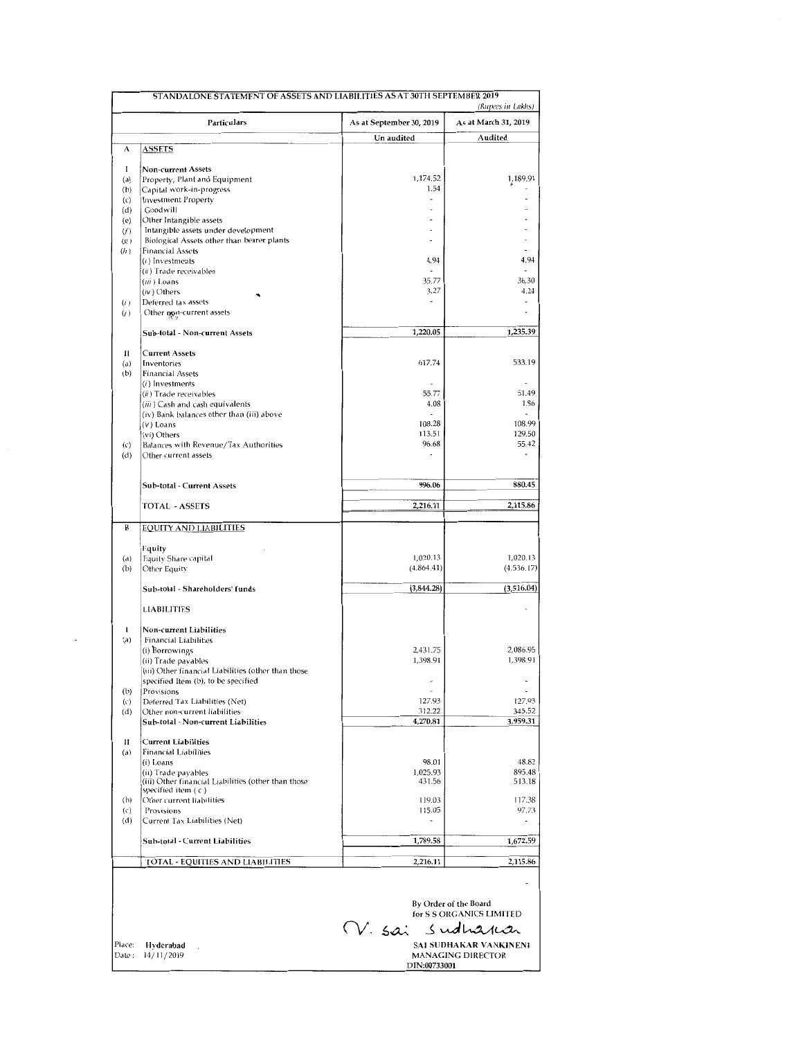**STANDALONE STATEMENT OF ASSETS AND LIABILITIES AS AT 30TH SEPTEMBER 2019**

*(Rupees in Lakhs)*

| | Particulars | As at September 30, 2019 | As at March 31, 2019 |
|---|---|---|---|
| | | Un audited | Audited |
| A | **ASSETS** | | |
| I | **Non-current Assets** | | |
| (a) | Property, Plant and Equipment | 1,174.52 | 1,189.91 |
| (b) | Capital work-in-progress | 1.54 | - |
| (c) | Investment Property | - | - |
| (d) | Goodwill | - | - |
| (e) | Other Intangible assets | - | - |
| (f) | Intangible assets under development | - | - |
| (g) | Biological Assets other than bearer plants | - | - |
| (h) | Financial Assets | | - |
| | (i) Investments | 4.94 | 4.94 |
| | (ii) Trade receivables | - | - |
| | (iii) Loans | 35.77 | 36.30 |
| | (iv) Others | 3.27 | 4.24 |
| (i) | Deferred tax assets | - | - |
| (j) | Other non-current assets | | - |
| | **Sub-total - Non-current Assets** | 1,220.05 | 1,235.39 |
| II | **Current Assets** | | |
| (a) | Inventories | 617.74 | 533.19 |
| (b) | Financial Assets | | |
| | (i) Investments | - | - |
| | (ii) Trade receivables | 55.77 | 51.49 |
| | (iii) Cash and cash equivalents | 4.08 | 1.86 |
| | (iv) Bank balances other than (iii) above | - | - |
| | (v) Loans | 108.28 | 108.99 |
| | (vi) Others | 113.51 | 129.50 |
| (c) | Balances with Revenue/Tax Authorities | 96.68 | 55.42 |
| (d) | Other current assets | - | - |
| | **Sub-total - Current Assets** | 996.06 | 880.45 |
| | TOTAL - ASSETS | 2,216.11 | 2,115.86 |
| B | **EQUITY AND LIABILITIES** | | |
| | Equity | | |
| (a) | Equity Share capital | 1,020.13 | 1,020.13 |
| (b) | Other Equity | (4,864.41) | (4,536.17) |
| | **Sub-total - Shareholders' funds** | (3,844.28) | (3,516.04) |
| | LIABILITIES | | - |
| I | **Non-current Liabilities** | | |
| (a) | Financial Liabilities | | |
| | (i) Borrowings | 2,431.75 | 2,086.95 |
| | (ii) Trade payables | 1,398.91 | 1,398.91 |
| | (iii) Other financial Liabilities (other than those specified Item (b), to be specified | - | - |
| (b) | Provisions | - | - |
| (c) | Deferred Tax Liabilities (Net) | 127.93 | 127.93 |
| (d) | Other non-current liabilities | 312.22 | 345.52 |
| | **Sub-total - Non-current Liabilities** | 4,270.81 | 3,959.31 |
| II | **Current Liabilities** | | |
| (a) | Financial Liabilities | | |
| | (i) Loans | 98.01 | 48.82 |
| | (ii) Trade payables | 1,025.93 | 895.48 |
| | (iii) Other financial Liabilities (other than those specified item (c) | 431.56 | 513.18 |
| (b) | Other current liabilities | 119.03 | 117.38 |
| (c) | Provisions | 115.05 | 97.73 |
| (d) | Current Tax Liabilities (Net) | - | - |
| | **Sub-total - Current Liabilities** | 1,789.58 | 1,672.59 |
| | TOTAL - EQUITIES AND LIABILITIES | 2,216.11 | 2,115.86 |

By Order of the Board
for S S ORGANICS LIMITED

V. Sai Sudhakar

SAI SUDHAKAR VANKINENI
MANAGING DIRECTOR
DIN:00733001

Place: Hyderabad
Date: 14/11/2019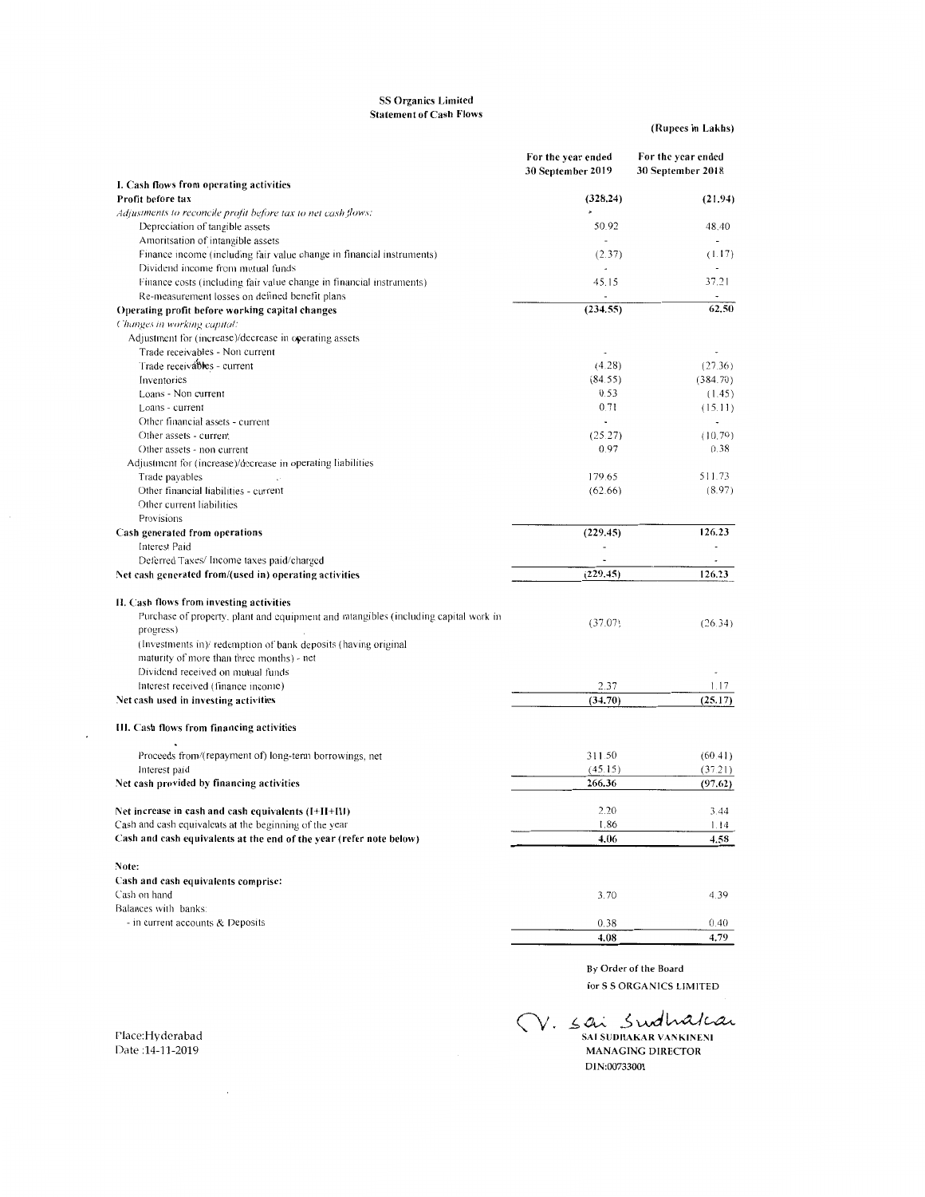**SS Organics Limited**
**Statement of Cash Flows**

(Rupees in Lakhs)

| | For the year ended 30 September 2019 | For the year ended 30 September 2018 |
|---|---|---|
| **I. Cash flows from operating activities** | | |
| **Profit before tax** | **(328.24)** | **(21.94)** |
| *Adjustments to reconcile profit before tax to net cash flows:* | - | |
| Depreciation of tangible assets | 50.92 | 48.40 |
| Amortisation of intangible assets | - | - |
| Finance income (including fair value change in financial instruments) | (2.37) | (1.17) |
| Dividend income from mutual funds | - | - |
| Finance costs (including fair value change in financial instruments) | 45.15 | 37.21 |
| Re-measurement losses on defined benefit plans | - | - |
| **Operating profit before working capital changes** | **(234.55)** | **62.50** |
| *Changes in working capital:* | | |
| Adjustment for (increase)/decrease in operating assets | | |
| Trade receivables - Non current | - | - |
| Trade receivables - current | (4.28) | (27.36) |
| Inventories | (84.55) | (384.70) |
| Loans - Non current | 0.53 | (1.45) |
| Loans - current | 0.71 | (15.11) |
| Other financial assets - current | - | - |
| Other assets - current | (25.27) | (10.79) |
| Other assets - non current | 0.97 | 0.38 |
| Adjustment for (increase)/decrease in operating liabilities | | |
| Trade payables | 179.65 | 511.73 |
| Other financial liabilities - current | (62.66) | (8.97) |
| Other current liabilities | | |
| Provisions | | |
| **Cash generated from operations** | **(229.45)** | **126.23** |
| Interest Paid | - | - |
| Deferred Taxes/ Income taxes paid/charged | - | - |
| **Net cash generated from/(used in) operating activities** | **(229.45)** | **126.23** |
| | | |
| **II. Cash flows from investing activities** | | |
| Purchase of property, plant and equipment and intangibles (including capital work in progress) | (37.07) | (26.34) |
| (Investments in)/ redemption of bank deposits (having original maturity of more than three months) - net | | |
| Dividend received on mutual funds | | - |
| Interest received (finance income) | 2.37 | 1.17 |
| **Net cash used in investing activities** | **(34.70)** | **(25.17)** |
| | | |
| **III. Cash flows from financing activities** | | |
| Proceeds from/(repayment of) long-term borrowings, net | 311.50 | (60.41) |
| Interest paid | (45.15) | (37.21) |
| **Net cash provided by financing activities** | **266.36** | **(97.62)** |
| | | |
| **Net increase in cash and cash equivalents (I+II+III)** | 2.20 | 3.44 |
| Cash and cash equivalents at the beginning of the year | 1.86 | 1.14 |
| **Cash and cash equivalents at the end of the year (refer note below)** | **4.06** | **4.58** |
| | | |
| **Note:** | | |
| **Cash and cash equivalents comprise:** | | |
| Cash on hand | 3.70 | 4.39 |
| Balances with banks: | | |
| - in current accounts & Deposits | 0.38 | 0.40 |
| | **4.08** | **4.79** |

By Order of the Board
for S S ORGANICS LIMITED

SAI SUDHAKAR VANKINENI
MANAGING DIRECTOR
DIN:00733001

Place:Hyderabad
Date :14-11-2019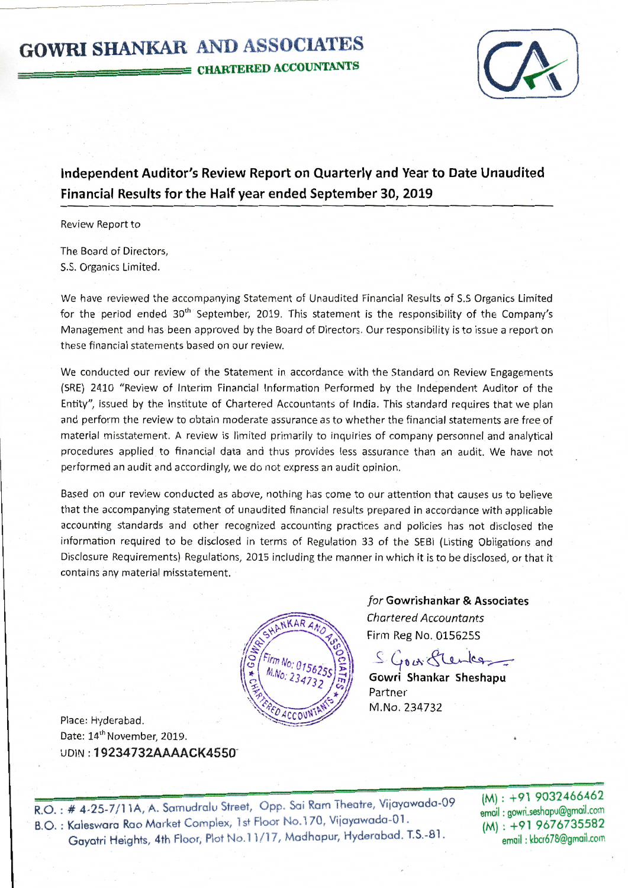# GOWRI SHANKAR AND ASSOCIATES

**CHARTERED ACCOUNTANTS**

## Independent Auditor's Review Report on Quarterly and Year to Date Unaudited Financial Results for the Half year ended September 30, 2019

Review Report to

The Board of Directors,
S.S. Organics Limited.

We have reviewed the accompanying Statement of Unaudited Financial Results of S.S Organics Limited for the period ended 30th September, 2019. This statement is the responsibility of the Company's Management and has been approved by the Board of Directors. Our responsibility is to issue a report on these financial statements based on our review.

We conducted our review of the Statement in accordance with the Standard on Review Engagements (SRE) 2410 "Review of Interim Financial Information Performed by the Independent Auditor of the Entity", issued by the Institute of Chartered Accountants of India. This standard requires that we plan and perform the review to obtain moderate assurance as to whether the financial statements are free of material misstatement. A review is limited primarily to inquiries of company personnel and analytical procedures applied to financial data and thus provides less assurance than an audit. We have not performed an audit and accordingly, we do not express an audit opinion.

Based on our review conducted as above, nothing has come to our attention that causes us to believe that the accompanying statement of unaudited financial results prepared in accordance with applicable accounting standards and other recognized accounting practices and policies has not disclosed the information required to be disclosed in terms of Regulation 33 of the SEBI (Listing Obligations and Disclosure Requirements) Regulations, 2015 including the manner in which it is to be disclosed, or that it contains any material misstatement.

*for* **Gowrishankar & Associates**
*Chartered Accountants*
Firm Reg No. 015625S

**Gowri Shankar Sheshapu**
Partner
M.No. 234732

Place: Hyderabad.
Date: 14th November, 2019.
UDIN : **19234732AAAACK4550**

R.O. : # 4-25-7/11A, A. Samudralu Street, Opp. Sai Ram Theatre, Vijayawada-09
B.O. : Kaleswara Rao Market Complex, 1st Floor No.170, Vijayawada-01.
Gayatri Heights, 4th Floor, Plot No.11/17, Madhapur, Hyderabad. T.S.-81.

(M) : +91 9032466462
email : gowri.seshapu@gmail.com
(M) : +91 9676735582
email : kbcr678@gmail.com